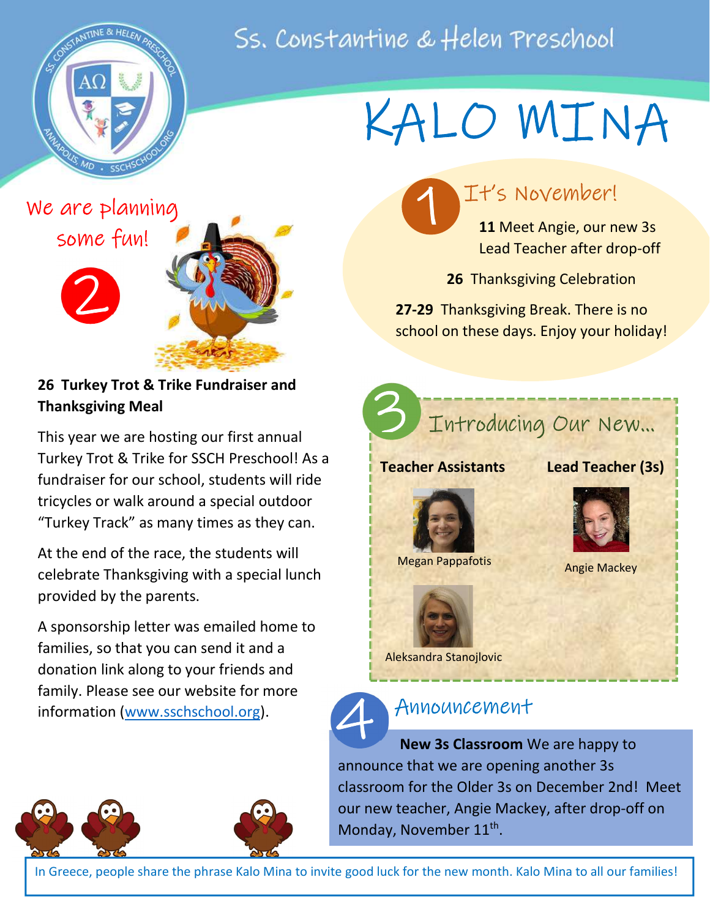# Ss. Constantine & Helen Preschool

# KALO MINA

## 1 It's November!

**11** Meet Angie, our new 3s Lead Teacher after drop-off

**26** Thanksgiving Celebration

**27-29** Thanksgiving Break. There is no school on these days. Enjoy your holiday!

## 2 We are planning some fun!

**26 Turkey Trot & Trike Fundraiser and Thanksgiving Meal**

This year we are hosting our first annual Turkey Trot & Trike for SSCH Preschool! As a fundraiser for our school, students will ride tricycles or walk around a special outdoor "Turkey Track" as many times as they can.

At the end of the race, the students will celebrate Thanksgiving with a special lunch provided by the parents.

A sponsorship letter was emailed home to families, so that you can send it and a donation link along to your friends and family. Please see our website for more information (www.sschschool.org).

## 3 Introducing Our New...

**Teacher Assistants**

Megan Pappafotis

Aleksandra Stanojlovic

**Lead Teacher (3s)**

Angie Mackey

## 4 Announcement

**New 3s Classroom** We are happy to announce that we are opening another 3s classroom for the Older 3s on December 2nd! Meet our new teacher, Angie Mackey, after drop-off on Monday, November 11th.

In Greece, people share the phrase Kalo Mina to invite good luck for the new month. Kalo Mina to all our families!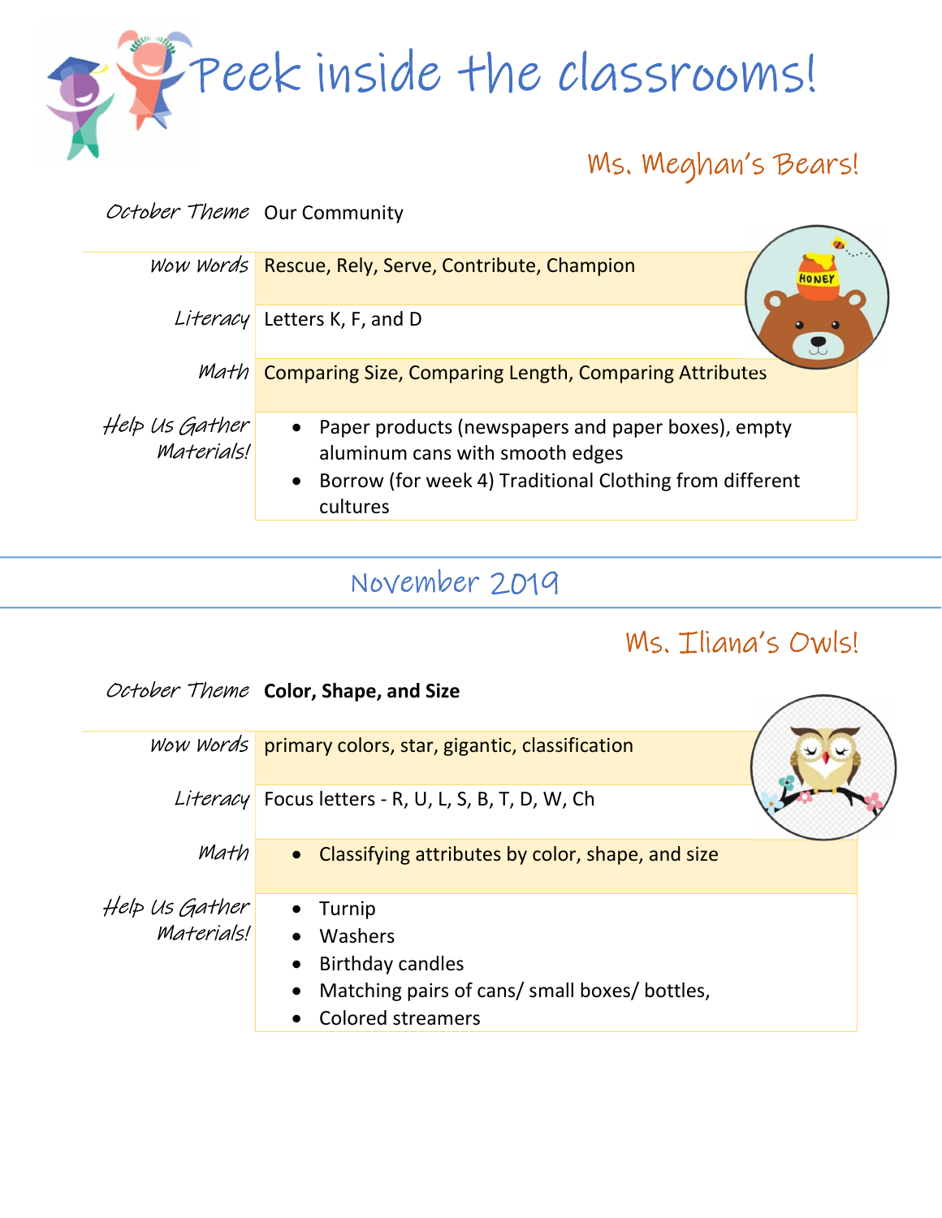# Peek inside the classrooms!

## Ms. Meghan's Bears!

| | |
|---|---|
| *October Theme* | Our Community |
| *Wow Words* | Rescue, Rely, Serve, Contribute, Champion |
| *Literacy* | Letters K, F, and D |
| *Math* | Comparing Size, Comparing Length, Comparing Attributes |
| *Help Us Gather Materials!* | • Paper products (newspapers and paper boxes), empty aluminum cans with smooth edges<br>• Borrow (for week 4) Traditional Clothing from different cultures |

## November 2019

## Ms. Iliana's Owls!

| | |
|---|---|
| *October Theme* | **Color, Shape, and Size** |
| *Wow Words* | primary colors, star, gigantic, classification |
| *Literacy* | Focus letters - R, U, L, S, B, T, D, W, Ch |
| *Math* | • Classifying attributes by color, shape, and size |
| *Help Us Gather Materials!* | • Turnip<br>• Washers<br>• Birthday candles<br>• Matching pairs of cans/ small boxes/ bottles,<br>• Colored streamers |